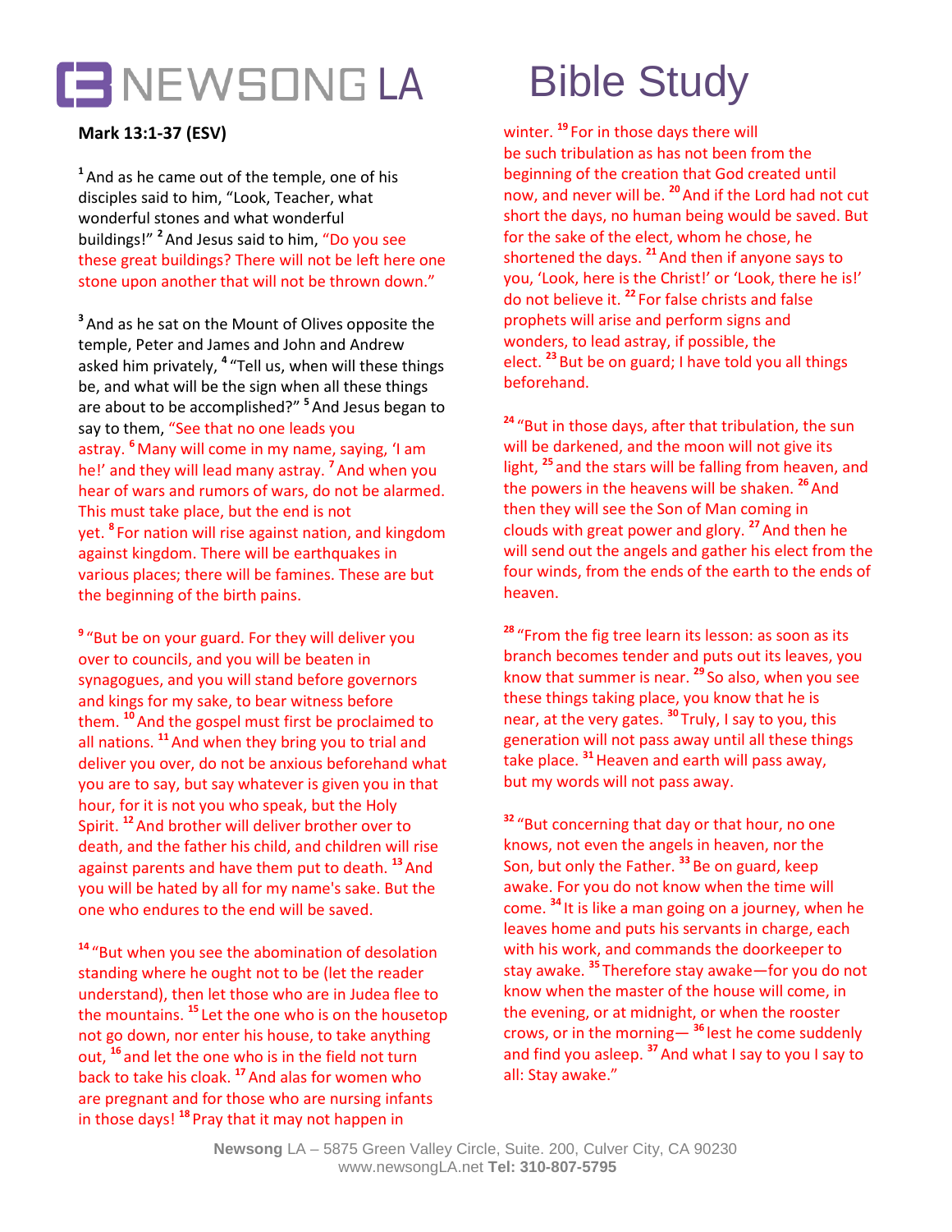# NEWSONG LA Bible Study

**Mark 13:1-37 (ESV)**

[1] And as he came out of the temple, one of his disciples said to him, "Look, Teacher, what wonderful stones and what wonderful buildings!" [2] And Jesus said to him, "Do you see these great buildings? There will not be left here one stone upon another that will not be thrown down."

[3] And as he sat on the Mount of Olives opposite the temple, Peter and James and John and Andrew asked him privately, [4] "Tell us, when will these things be, and what will be the sign when all these things are about to be accomplished?" [5] And Jesus began to say to them, "See that no one leads you astray. [6] Many will come in my name, saying, 'I am he!' and they will lead many astray. [7] And when you hear of wars and rumors of wars, do not be alarmed. This must take place, but the end is not yet. [8] For nation will rise against nation, and kingdom against kingdom. There will be earthquakes in various places; there will be famines. These are but the beginning of the birth pains.

[9] "But be on your guard. For they will deliver you over to councils, and you will be beaten in synagogues, and you will stand before governors and kings for my sake, to bear witness before them. [10] And the gospel must first be proclaimed to all nations. [11] And when they bring you to trial and deliver you over, do not be anxious beforehand what you are to say, but say whatever is given you in that hour, for it is not you who speak, but the Holy Spirit. [12] And brother will deliver brother over to death, and the father his child, and children will rise against parents and have them put to death. [13] And you will be hated by all for my name's sake. But the one who endures to the end will be saved.

[14] "But when you see the abomination of desolation standing where he ought not to be (let the reader understand), then let those who are in Judea flee to the mountains. [15] Let the one who is on the housetop not go down, nor enter his house, to take anything out, [16] and let the one who is in the field not turn back to take his cloak. [17] And alas for women who are pregnant and for those who are nursing infants in those days! [18] Pray that it may not happen in winter. [19] For in those days there will be such tribulation as has not been from the beginning of the creation that God created until now, and never will be. [20] And if the Lord had not cut short the days, no human being would be saved. But for the sake of the elect, whom he chose, he shortened the days. [21] And then if anyone says to you, 'Look, here is the Christ!' or 'Look, there he is!' do not believe it. [22] For false christs and false prophets will arise and perform signs and wonders, to lead astray, if possible, the elect. [23] But be on guard; I have told you all things beforehand.

[24] "But in those days, after that tribulation, the sun will be darkened, and the moon will not give its light, [25] and the stars will be falling from heaven, and the powers in the heavens will be shaken. [26] And then they will see the Son of Man coming in clouds with great power and glory. [27] And then he will send out the angels and gather his elect from the four winds, from the ends of the earth to the ends of heaven.

[28] "From the fig tree learn its lesson: as soon as its branch becomes tender and puts out its leaves, you know that summer is near. [29] So also, when you see these things taking place, you know that he is near, at the very gates. [30] Truly, I say to you, this generation will not pass away until all these things take place. [31] Heaven and earth will pass away, but my words will not pass away.

[32] "But concerning that day or that hour, no one knows, not even the angels in heaven, nor the Son, but only the Father. [33] Be on guard, keep awake. For you do not know when the time will come. [34] It is like a man going on a journey, when he leaves home and puts his servants in charge, each with his work, and commands the doorkeeper to stay awake. [35] Therefore stay awake—for you do not know when the master of the house will come, in the evening, or at midnight, or when the rooster crows, or in the morning— [36] lest he come suddenly and find you asleep. [37] And what I say to you I say to all: Stay awake."

**Newsong** LA – 5875 Green Valley Circle, Suite. 200, Culver City, CA 90230
www.newsongLA.net **Tel: 310-807-5795**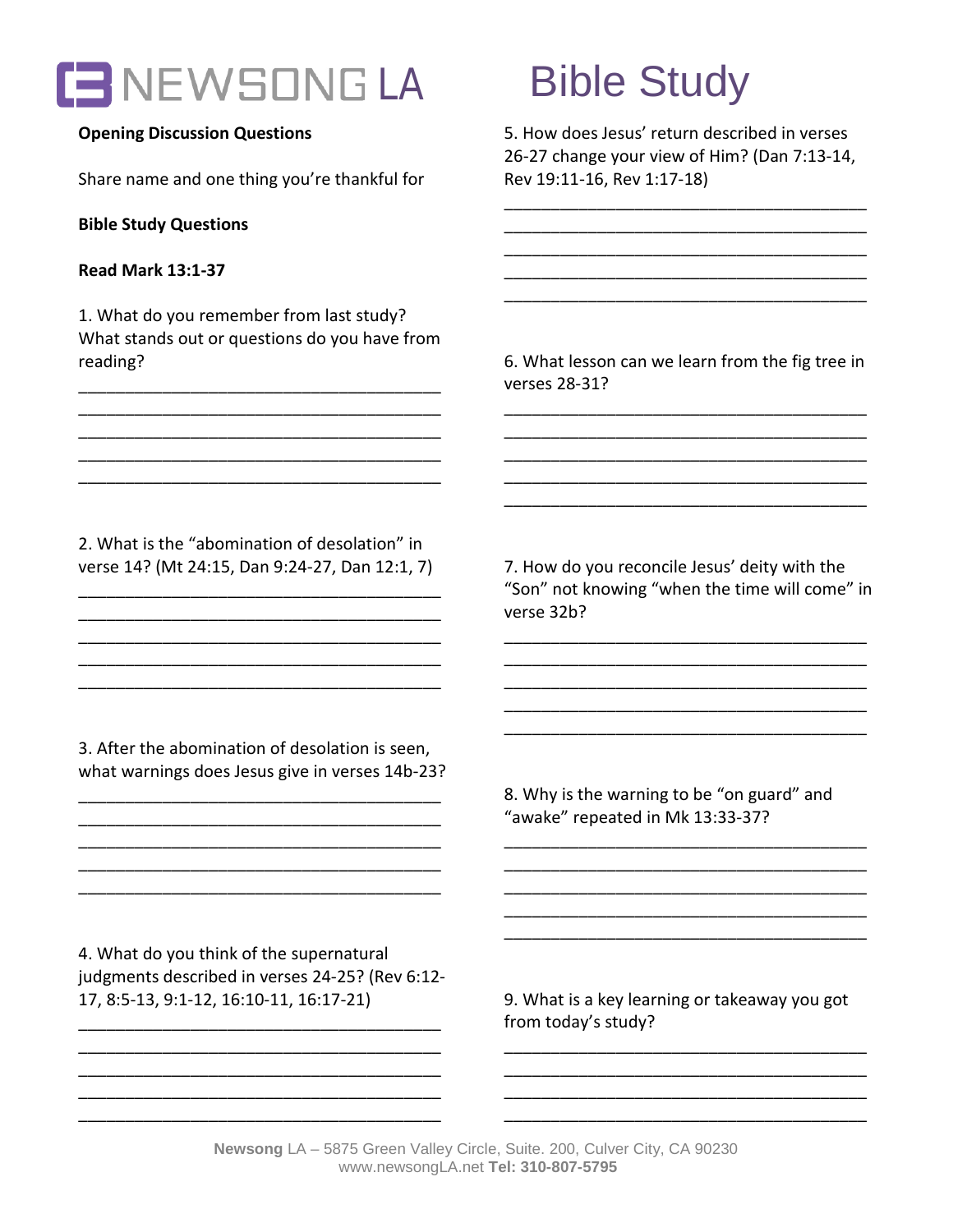# NEWSONG LA

# Bible Study

**Opening Discussion Questions**

Share name and one thing you're thankful for

**Bible Study Questions**

**Read Mark 13:1-37**

1. What do you remember from last study? What stands out or questions do you have from reading?

_______________________________________
_______________________________________
_______________________________________
_______________________________________
_______________________________________

2. What is the "abomination of desolation" in verse 14? (Mt 24:15, Dan 9:24-27, Dan 12:1, 7)

_______________________________________
_______________________________________
_______________________________________
_______________________________________
_______________________________________

3. After the abomination of desolation is seen, what warnings does Jesus give in verses 14b-23?

_______________________________________
_______________________________________
_______________________________________
_______________________________________
_______________________________________

4. What do you think of the supernatural judgments described in verses 24-25? (Rev 6:12-17, 8:5-13, 9:1-12, 16:10-11, 16:17-21)

_______________________________________
_______________________________________
_______________________________________
_______________________________________
_______________________________________

5. How does Jesus' return described in verses 26-27 change your view of Him? (Dan 7:13-14, Rev 19:11-16, Rev 1:17-18)

_______________________________________
_______________________________________
_______________________________________
_______________________________________
_______________________________________

6. What lesson can we learn from the fig tree in verses 28-31?

_______________________________________
_______________________________________
_______________________________________
_______________________________________
_______________________________________

7. How do you reconcile Jesus' deity with the "Son" not knowing "when the time will come" in verse 32b?

_______________________________________
_______________________________________
_______________________________________
_______________________________________
_______________________________________

8. Why is the warning to be "on guard" and "awake" repeated in Mk 13:33-37?

_______________________________________
_______________________________________
_______________________________________
_______________________________________
_______________________________________

9. What is a key learning or takeaway you got from today's study?

_______________________________________
_______________________________________
_______________________________________
_______________________________________

**Newsong** LA – 5875 Green Valley Circle, Suite. 200, Culver City, CA 90230
www.newsongLA.net **Tel: 310-807-5795**